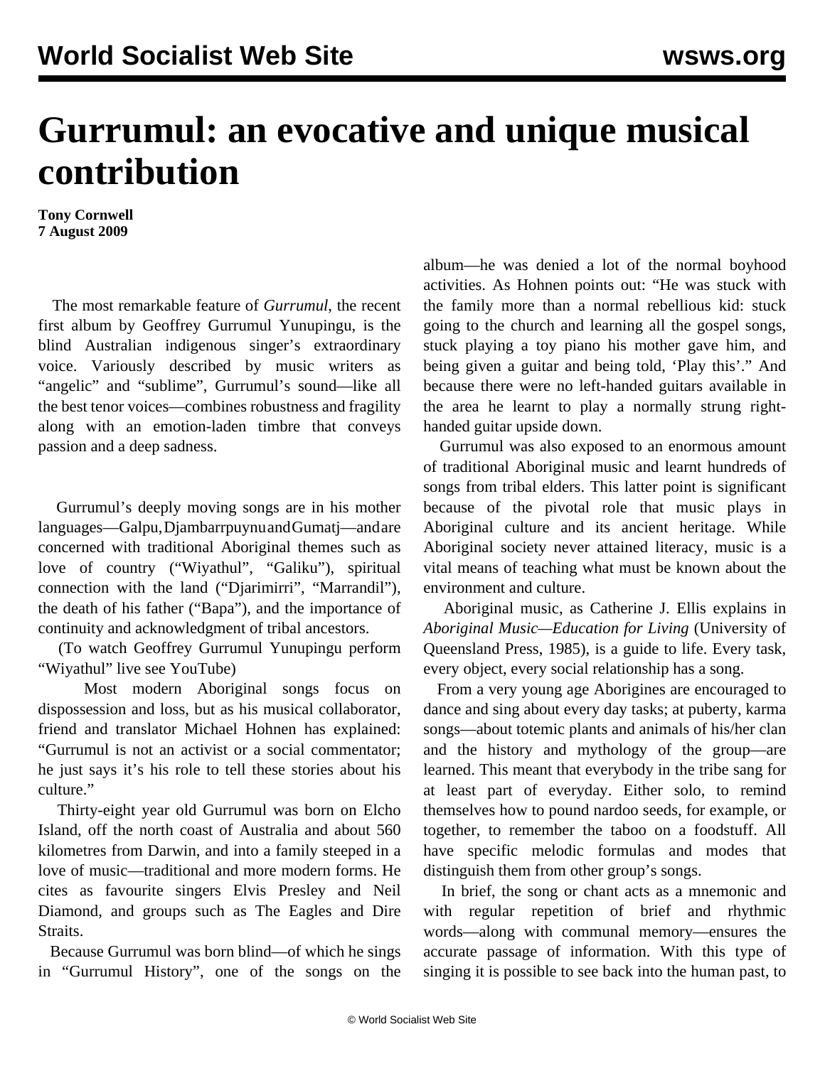# Gurrumul: an evocative and unique musical contribution

**Tony Cornwell**
**7 August 2009**

The most remarkable feature of *Gurrumul*, the recent first album by Geoffrey Gurrumul Yunupingu, is the blind Australian indigenous singer's extraordinary voice. Variously described by music writers as "angelic" and "sublime", Gurrumul's sound—like all the best tenor voices—combines robustness and fragility along with an emotion-laden timbre that conveys passion and a deep sadness.

Gurrumul's deeply moving songs are in his mother languages—Galpu, Djambarrpuynu and Gumatj—and are concerned with traditional Aboriginal themes such as love of country ("Wiyathul", "Galiku"), spiritual connection with the land ("Djarimirri", "Marrandil"), the death of his father ("Bapa"), and the importance of continuity and acknowledgment of tribal ancestors.

(To watch Geoffrey Gurrumul Yunupingu perform "Wiyathul" live see YouTube)

Most modern Aboriginal songs focus on dispossession and loss, but as his musical collaborator, friend and translator Michael Hohnen has explained: "Gurrumul is not an activist or a social commentator; he just says it's his role to tell these stories about his culture."

Thirty-eight year old Gurrumul was born on Elcho Island, off the north coast of Australia and about 560 kilometres from Darwin, and into a family steeped in a love of music—traditional and more modern forms. He cites as favourite singers Elvis Presley and Neil Diamond, and groups such as The Eagles and Dire Straits.

Because Gurrumul was born blind—of which he sings in "Gurrumul History", one of the songs on the album—he was denied a lot of the normal boyhood activities. As Hohnen points out: "He was stuck with the family more than a normal rebellious kid: stuck going to the church and learning all the gospel songs, stuck playing a toy piano his mother gave him, and being given a guitar and being told, 'Play this'." And because there were no left-handed guitars available in the area he learnt to play a normally strung right-handed guitar upside down.

Gurrumul was also exposed to an enormous amount of traditional Aboriginal music and learnt hundreds of songs from tribal elders. This latter point is significant because of the pivotal role that music plays in Aboriginal culture and its ancient heritage. While Aboriginal society never attained literacy, music is a vital means of teaching what must be known about the environment and culture.

Aboriginal music, as Catherine J. Ellis explains in *Aboriginal Music—Education for Living* (University of Queensland Press, 1985), is a guide to life. Every task, every object, every social relationship has a song.

From a very young age Aborigines are encouraged to dance and sing about every day tasks; at puberty, karma songs—about totemic plants and animals of his/her clan and the history and mythology of the group—are learned. This meant that everybody in the tribe sang for at least part of everyday. Either solo, to remind themselves how to pound nardoo seeds, for example, or together, to remember the taboo on a foodstuff. All have specific melodic formulas and modes that distinguish them from other group's songs.

In brief, the song or chant acts as a mnemonic and with regular repetition of brief and rhythmic words—along with communal memory—ensures the accurate passage of information. With this type of singing it is possible to see back into the human past, to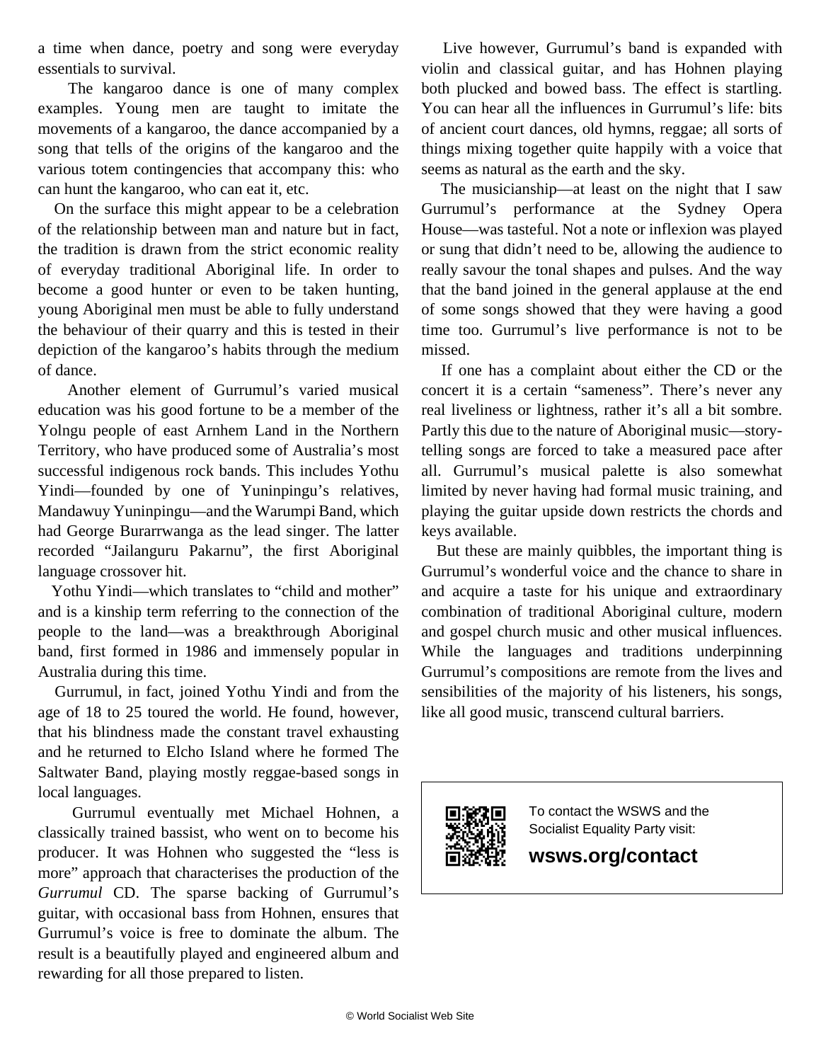a time when dance, poetry and song were everyday essentials to survival.

The kangaroo dance is one of many complex examples. Young men are taught to imitate the movements of a kangaroo, the dance accompanied by a song that tells of the origins of the kangaroo and the various totem contingencies that accompany this: who can hunt the kangaroo, who can eat it, etc.

On the surface this might appear to be a celebration of the relationship between man and nature but in fact, the tradition is drawn from the strict economic reality of everyday traditional Aboriginal life. In order to become a good hunter or even to be taken hunting, young Aboriginal men must be able to fully understand the behaviour of their quarry and this is tested in their depiction of the kangaroo's habits through the medium of dance.

Another element of Gurrumul's varied musical education was his good fortune to be a member of the Yolngu people of east Arnhem Land in the Northern Territory, who have produced some of Australia's most successful indigenous rock bands. This includes Yothu Yindi—founded by one of Yuninpingu's relatives, Mandawuy Yuninpingu—and the Warumpi Band, which had George Burarrwanga as the lead singer. The latter recorded "Jailanguru Pakarnu", the first Aboriginal language crossover hit.

Yothu Yindi—which translates to "child and mother" and is a kinship term referring to the connection of the people to the land—was a breakthrough Aboriginal band, first formed in 1986 and immensely popular in Australia during this time.

Gurrumul, in fact, joined Yothu Yindi and from the age of 18 to 25 toured the world. He found, however, that his blindness made the constant travel exhausting and he returned to Elcho Island where he formed The Saltwater Band, playing mostly reggae-based songs in local languages.

Gurrumul eventually met Michael Hohnen, a classically trained bassist, who went on to become his producer. It was Hohnen who suggested the "less is more" approach that characterises the production of the *Gurrumul* CD. The sparse backing of Gurrumul's guitar, with occasional bass from Hohnen, ensures that Gurrumul's voice is free to dominate the album. The result is a beautifully played and engineered album and rewarding for all those prepared to listen.

Live however, Gurrumul's band is expanded with violin and classical guitar, and has Hohnen playing both plucked and bowed bass. The effect is startling. You can hear all the influences in Gurrumul's life: bits of ancient court dances, old hymns, reggae; all sorts of things mixing together quite happily with a voice that seems as natural as the earth and the sky.

The musicianship—at least on the night that I saw Gurrumul's performance at the Sydney Opera House—was tasteful. Not a note or inflexion was played or sung that didn't need to be, allowing the audience to really savour the tonal shapes and pulses. And the way that the band joined in the general applause at the end of some songs showed that they were having a good time too. Gurrumul's live performance is not to be missed.

If one has a complaint about either the CD or the concert it is a certain "sameness". There's never any real liveliness or lightness, rather it's all a bit sombre. Partly this due to the nature of Aboriginal music—story-telling songs are forced to take a measured pace after all. Gurrumul's musical palette is also somewhat limited by never having had formal music training, and playing the guitar upside down restricts the chords and keys available.

But these are mainly quibbles, the important thing is Gurrumul's wonderful voice and the chance to share in and acquire a taste for his unique and extraordinary combination of traditional Aboriginal culture, modern and gospel church music and other musical influences. While the languages and traditions underpinning Gurrumul's compositions are remote from the lives and sensibilities of the majority of his listeners, his songs, like all good music, transcend cultural barriers.

To contact the WSWS and the Socialist Equality Party visit:

**wsws.org/contact**